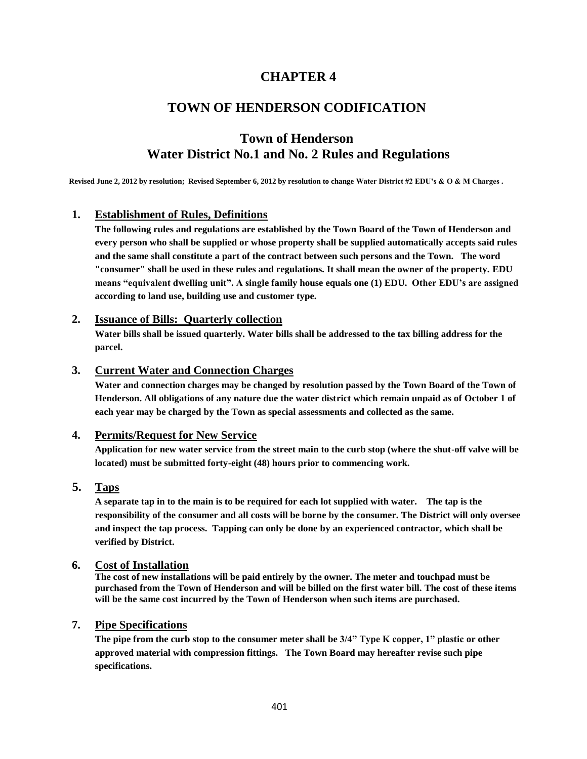# CHAPTER 4

## TOWN OF HENDERSON CODIFICATION

## Town of Henderson
## Water District No.1 and No. 2 Rules and Regulations

**Revised June 2, 2012 by resolution; Revised September 6, 2012 by resolution to change Water District #2 EDU's & O & M Charges .**

### 1. Establishment of Rules, Definitions

**The following rules and regulations are established by the Town Board of the Town of Henderson and every person who shall be supplied or whose property shall be supplied automatically accepts said rules and the same shall constitute a part of the contract between such persons and the Town. The word "consumer" shall be used in these rules and regulations. It shall mean the owner of the property. EDU means "equivalent dwelling unit". A single family house equals one (1) EDU. Other EDU's are assigned according to land use, building use and customer type.**

### 2. Issuance of Bills: Quarterly collection

**Water bills shall be issued quarterly. Water bills shall be addressed to the tax billing address for the parcel.**

### 3. Current Water and Connection Charges

**Water and connection charges may be changed by resolution passed by the Town Board of the Town of Henderson. All obligations of any nature due the water district which remain unpaid as of October 1 of each year may be charged by the Town as special assessments and collected as the same.**

### 4. Permits/Request for New Service

**Application for new water service from the street main to the curb stop (where the shut-off valve will be located) must be submitted forty-eight (48) hours prior to commencing work.**

### 5. Taps

**A separate tap in to the main is to be required for each lot supplied with water. The tap is the responsibility of the consumer and all costs will be borne by the consumer. The District will only oversee and inspect the tap process. Tapping can only be done by an experienced contractor, which shall be verified by District.**

### 6. Cost of Installation

**The cost of new installations will be paid entirely by the owner. The meter and touchpad must be purchased from the Town of Henderson and will be billed on the first water bill. The cost of these items will be the same cost incurred by the Town of Henderson when such items are purchased.**

### 7. Pipe Specifications

**The pipe from the curb stop to the consumer meter shall be 3/4" Type K copper, 1" plastic or other approved material with compression fittings. The Town Board may hereafter revise such pipe specifications.**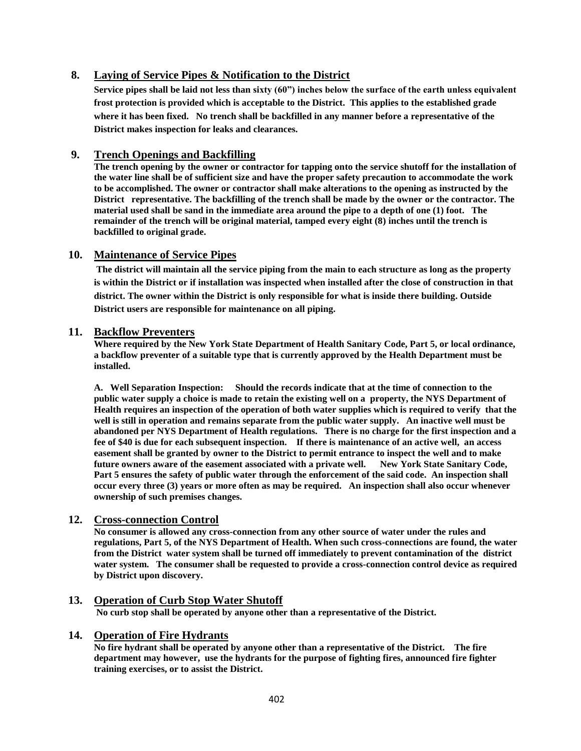## 8. Laying of Service Pipes & Notification to the District

**Service pipes shall be laid not less than sixty (60") inches below the surface of the earth unless equivalent frost protection is provided which is acceptable to the District. This applies to the established grade where it has been fixed. No trench shall be backfilled in any manner before a representative of the District makes inspection for leaks and clearances.**

## 9. Trench Openings and Backfilling

**The trench opening by the owner or contractor for tapping onto the service shutoff for the installation of the water line shall be of sufficient size and have the proper safety precaution to accommodate the work to be accomplished. The owner or contractor shall make alterations to the opening as instructed by the District representative. The backfilling of the trench shall be made by the owner or the contractor. The material used shall be sand in the immediate area around the pipe to a depth of one (1) foot. The remainder of the trench will be original material, tamped every eight (8) inches until the trench is backfilled to original grade.**

## 10. Maintenance of Service Pipes

**The district will maintain all the service piping from the main to each structure as long as the property is within the District or if installation was inspected when installed after the close of construction in that district. The owner within the District is only responsible for what is inside there building. Outside District users are responsible for maintenance on all piping.**

## 11. Backflow Preventers

**Where required by the New York State Department of Health Sanitary Code, Part 5, or local ordinance, a backflow preventer of a suitable type that is currently approved by the Health Department must be installed.**

**A. Well Separation Inspection: Should the records indicate that at the time of connection to the public water supply a choice is made to retain the existing well on a property, the NYS Department of Health requires an inspection of the operation of both water supplies which is required to verify that the well is still in operation and remains separate from the public water supply. An inactive well must be abandoned per NYS Department of Health regulations. There is no charge for the first inspection and a fee of $40 is due for each subsequent inspection. If there is maintenance of an active well, an access easement shall be granted by owner to the District to permit entrance to inspect the well and to make future owners aware of the easement associated with a private well. New York State Sanitary Code, Part 5 ensures the safety of public water through the enforcement of the said code. An inspection shall occur every three (3) years or more often as may be required. An inspection shall also occur whenever ownership of such premises changes.**

## 12. Cross-connection Control

**No consumer is allowed any cross-connection from any other source of water under the rules and regulations, Part 5, of the NYS Department of Health. When such cross-connections are found, the water from the District water system shall be turned off immediately to prevent contamination of the district water system. The consumer shall be requested to provide a cross-connection control device as required by District upon discovery.**

## 13. Operation of Curb Stop Water Shutoff

**No curb stop shall be operated by anyone other than a representative of the District.**

## 14. Operation of Fire Hydrants

**No fire hydrant shall be operated by anyone other than a representative of the District. The fire department may however, use the hydrants for the purpose of fighting fires, announced fire fighter training exercises, or to assist the District.**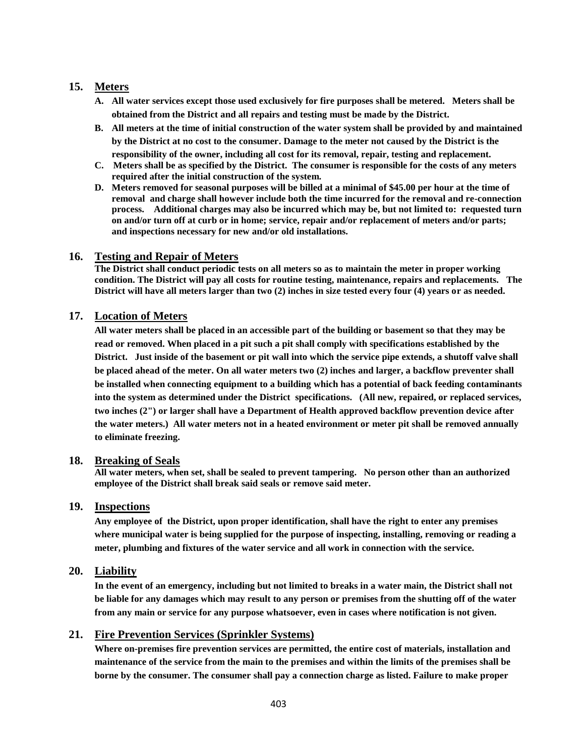## 15. Meters

**A. All water services except those used exclusively for fire purposes shall be metered. Meters shall be obtained from the District and all repairs and testing must be made by the District.**

**B. All meters at the time of initial construction of the water system shall be provided by and maintained by the District at no cost to the consumer. Damage to the meter not caused by the District is the responsibility of the owner, including all cost for its removal, repair, testing and replacement.**

**C. Meters shall be as specified by the District. The consumer is responsible for the costs of any meters required after the initial construction of the system.**

**D. Meters removed for seasonal purposes will be billed at a minimal of $45.00 per hour at the time of removal and charge shall however include both the time incurred for the removal and re-connection process. Additional charges may also be incurred which may be, but not limited to: requested turn on and/or turn off at curb or in home; service, repair and/or replacement of meters and/or parts; and inspections necessary for new and/or old installations.**

## 16. Testing and Repair of Meters

**The District shall conduct periodic tests on all meters so as to maintain the meter in proper working condition. The District will pay all costs for routine testing, maintenance, repairs and replacements. The District will have all meters larger than two (2) inches in size tested every four (4) years or as needed.**

## 17. Location of Meters

**All water meters shall be placed in an accessible part of the building or basement so that they may be read or removed. When placed in a pit such a pit shall comply with specifications established by the District. Just inside of the basement or pit wall into which the service pipe extends, a shutoff valve shall be placed ahead of the meter. On all water meters two (2) inches and larger, a backflow preventer shall be installed when connecting equipment to a building which has a potential of back feeding contaminants into the system as determined under the District specifications. (All new, repaired, or replaced services, two inches (2") or larger shall have a Department of Health approved backflow prevention device after the water meters.) All water meters not in a heated environment or meter pit shall be removed annually to eliminate freezing.**

## 18. Breaking of Seals

**All water meters, when set, shall be sealed to prevent tampering. No person other than an authorized employee of the District shall break said seals or remove said meter.**

## 19. Inspections

**Any employee of the District, upon proper identification, shall have the right to enter any premises where municipal water is being supplied for the purpose of inspecting, installing, removing or reading a meter, plumbing and fixtures of the water service and all work in connection with the service.**

## 20. Liability

**In the event of an emergency, including but not limited to breaks in a water main, the District shall not be liable for any damages which may result to any person or premises from the shutting off of the water from any main or service for any purpose whatsoever, even in cases where notification is not given.**

## 21. Fire Prevention Services (Sprinkler Systems)

**Where on-premises fire prevention services are permitted, the entire cost of materials, installation and maintenance of the service from the main to the premises and within the limits of the premises shall be borne by the consumer. The consumer shall pay a connection charge as listed. Failure to make proper**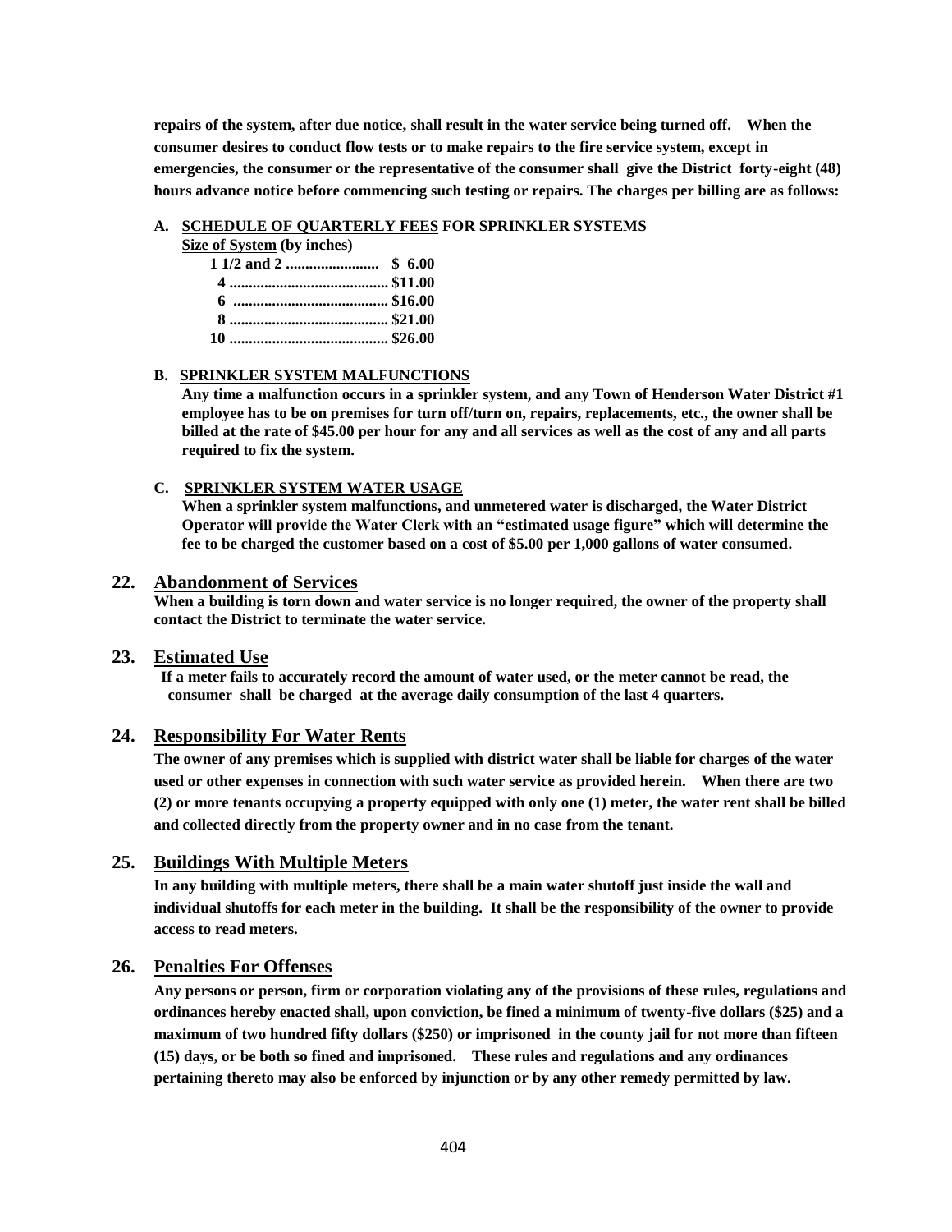**repairs of the system, after due notice, shall result in the water service being turned off. When the consumer desires to conduct flow tests or to make repairs to the fire service system, except in emergencies, the consumer or the representative of the consumer shall give the District forty-eight (48) hours advance notice before commencing such testing or repairs. The charges per billing are as follows:**

**A. SCHEDULE OF QUARTERLY FEES FOR SPRINKLER SYSTEMS**

| Size of System (by inches) | |
|---|---|
| 1 1/2 and 2 | $ 6.00 |
| 4 | $11.00 |
| 6 | $16.00 |
| 8 | $21.00 |
| 10 | $26.00 |

**B. SPRINKLER SYSTEM MALFUNCTIONS**

**Any time a malfunction occurs in a sprinkler system, and any Town of Henderson Water District #1 employee has to be on premises for turn off/turn on, repairs, replacements, etc., the owner shall be billed at the rate of $45.00 per hour for any and all services as well as the cost of any and all parts required to fix the system.**

**C. SPRINKLER SYSTEM WATER USAGE**

**When a sprinkler system malfunctions, and unmetered water is discharged, the Water District Operator will provide the Water Clerk with an "estimated usage figure" which will determine the fee to be charged the customer based on a cost of $5.00 per 1,000 gallons of water consumed.**

## 22. Abandonment of Services

**When a building is torn down and water service is no longer required, the owner of the property shall contact the District to terminate the water service.**

## 23. Estimated Use

**If a meter fails to accurately record the amount of water used, or the meter cannot be read, the consumer shall be charged at the average daily consumption of the last 4 quarters.**

## 24. Responsibility For Water Rents

**The owner of any premises which is supplied with district water shall be liable for charges of the water used or other expenses in connection with such water service as provided herein. When there are two (2) or more tenants occupying a property equipped with only one (1) meter, the water rent shall be billed and collected directly from the property owner and in no case from the tenant.**

## 25. Buildings With Multiple Meters

**In any building with multiple meters, there shall be a main water shutoff just inside the wall and individual shutoffs for each meter in the building. It shall be the responsibility of the owner to provide access to read meters.**

## 26. Penalties For Offenses

**Any persons or person, firm or corporation violating any of the provisions of these rules, regulations and ordinances hereby enacted shall, upon conviction, be fined a minimum of twenty-five dollars ($25) and a maximum of two hundred fifty dollars ($250) or imprisoned in the county jail for not more than fifteen (15) days, or be both so fined and imprisoned. These rules and regulations and any ordinances pertaining thereto may also be enforced by injunction or by any other remedy permitted by law.**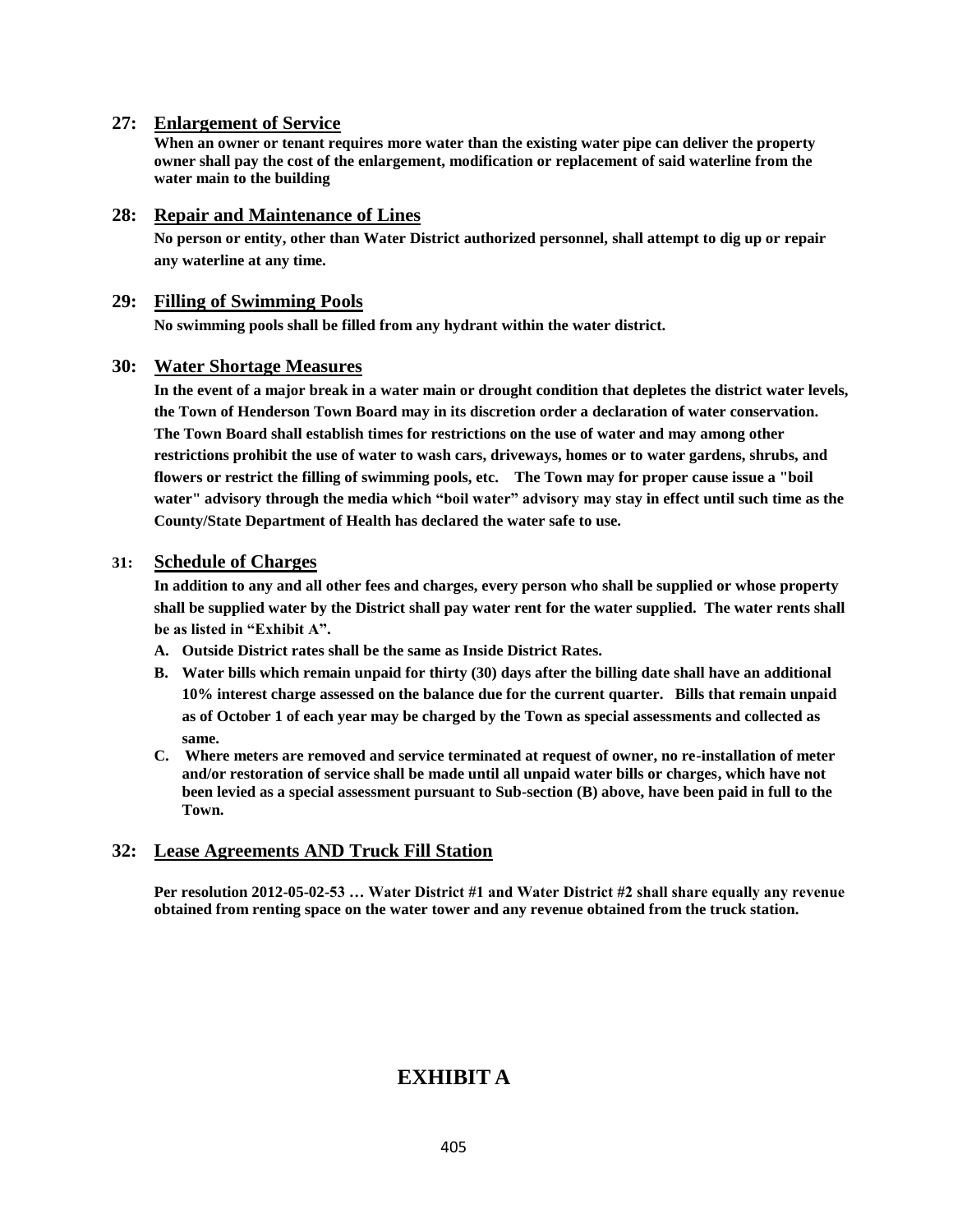## 27: Enlargement of Service

**When an owner or tenant requires more water than the existing water pipe can deliver the property owner shall pay the cost of the enlargement, modification or replacement of said waterline from the water main to the building**

## 28: Repair and Maintenance of Lines

**No person or entity, other than Water District authorized personnel, shall attempt to dig up or repair any waterline at any time.**

## 29: Filling of Swimming Pools

**No swimming pools shall be filled from any hydrant within the water district.**

## 30: Water Shortage Measures

**In the event of a major break in a water main or drought condition that depletes the district water levels, the Town of Henderson Town Board may in its discretion order a declaration of water conservation. The Town Board shall establish times for restrictions on the use of water and may among other restrictions prohibit the use of water to wash cars, driveways, homes or to water gardens, shrubs, and flowers or restrict the filling of swimming pools, etc. The Town may for proper cause issue a "boil water" advisory through the media which "boil water" advisory may stay in effect until such time as the County/State Department of Health has declared the water safe to use.**

## 31: Schedule of Charges

**In addition to any and all other fees and charges, every person who shall be supplied or whose property shall be supplied water by the District shall pay water rent for the water supplied. The water rents shall be as listed in "Exhibit A".**

**A. Outside District rates shall be the same as Inside District Rates.**

**B. Water bills which remain unpaid for thirty (30) days after the billing date shall have an additional 10% interest charge assessed on the balance due for the current quarter. Bills that remain unpaid as of October 1 of each year may be charged by the Town as special assessments and collected as same.**

**C. Where meters are removed and service terminated at request of owner, no re-installation of meter and/or restoration of service shall be made until all unpaid water bills or charges, which have not been levied as a special assessment pursuant to Sub-section (B) above, have been paid in full to the Town.**

## 32: Lease Agreements AND Truck Fill Station

**Per resolution 2012-05-02-53 … Water District #1 and Water District #2 shall share equally any revenue obtained from renting space on the water tower and any revenue obtained from the truck station.**

# EXHIBIT A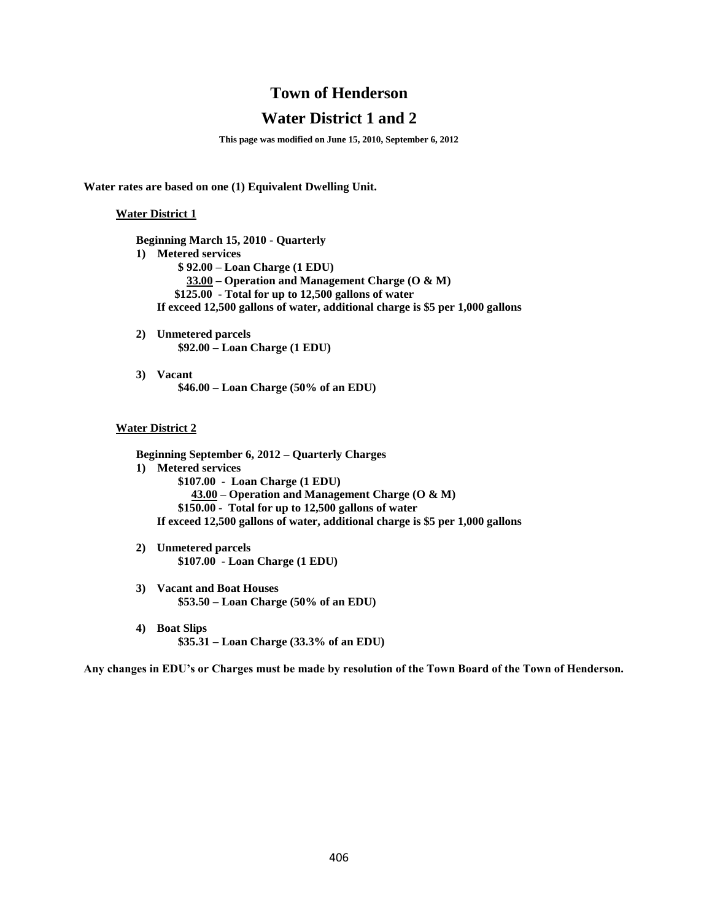# Town of Henderson

## Water District 1 and 2

**This page was modified on June 15, 2010, September 6, 2012**

**Water rates are based on one (1) Equivalent Dwelling Unit.**

**Water District 1**

**Beginning March 15, 2010 - Quarterly**

1) **Metered services**
   - **$ 92.00 – Loan Charge (1 EDU)**
   - **33.00 – Operation and Management Charge (O & M)**
   - **$125.00 - Total for up to 12,500 gallons of water**

   **If exceed 12,500 gallons of water, additional charge is $5 per 1,000 gallons**

2) **Unmetered parcels**
   - **$92.00 – Loan Charge (1 EDU)**

3) **Vacant**
   - **$46.00 – Loan Charge (50% of an EDU)**

**Water District 2**

**Beginning September 6, 2012 – Quarterly Charges**

1) **Metered services**
   - **$107.00 - Loan Charge (1 EDU)**
   - **43.00 – Operation and Management Charge (O & M)**
   - **$150.00 - Total for up to 12,500 gallons of water**

   **If exceed 12,500 gallons of water, additional charge is $5 per 1,000 gallons**

2) **Unmetered parcels**
   - **$107.00 - Loan Charge (1 EDU)**

3) **Vacant and Boat Houses**
   - **$53.50 – Loan Charge (50% of an EDU)**

4) **Boat Slips**
   - **$35.31 – Loan Charge (33.3% of an EDU)**

**Any changes in EDU's or Charges must be made by resolution of the Town Board of the Town of Henderson.**